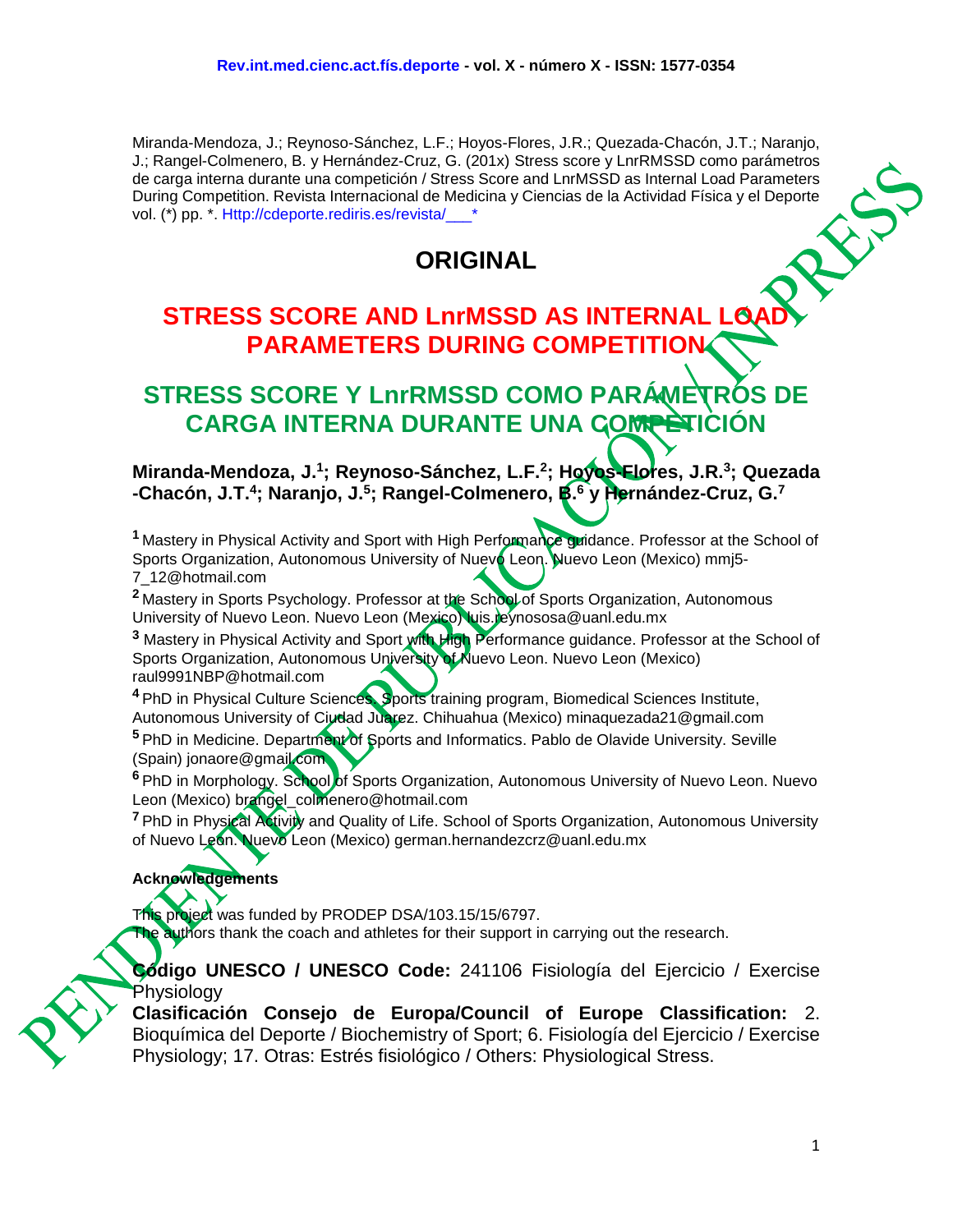Miranda-Mendoza, J.; Reynoso-Sánchez, L.F.; Hoyos-Flores, J.R.; Quezada-Chacón, J.T.; Naranjo, J.; Rangel-Colmenero, B. y Hernández-Cruz, G. (201x) Stress score y LnrRMSSD como parámetros de carga interna durante una competición / Stress Score and LnrMSSD as Internal Load Parameters During Competition. Revista Internacional de Medicina y Ciencias de la Actividad Física y el Deporte vol. (*) pp. *. Http://cdeporte.rediris.es/revista/___*

# ORIGINAL

# STRESS SCORE AND LnrMSSD AS INTERNAL LOAD PARAMETERS DURING COMPETITION

# STRESS SCORE Y LnrRMSSD COMO PARÁMETROS DE CARGA INTERNA DURANTE UNA COMPETICIÓN

**Miranda-Mendoza, J.[1]; Reynoso-Sánchez, L.F.[2]; Hoyos-Flores, J.R.[3]; Quezada -Chacón, J.T.[4]; Naranjo, J.[5]; Rangel-Colmenero, B.[6] y Hernández-Cruz, G.[7]**

[1] Mastery in Physical Activity and Sport with High Performance guidance. Professor at the School of Sports Organization, Autonomous University of Nuevo Leon. Nuevo Leon (Mexico) mmj5-7_12@hotmail.com

[2] Mastery in Sports Psychology. Professor at the School of Sports Organization, Autonomous University of Nuevo Leon. Nuevo Leon (Mexico) luis.reynososa@uanl.edu.mx

[3] Mastery in Physical Activity and Sport with High Performance guidance. Professor at the School of Sports Organization, Autonomous University of Nuevo Leon. Nuevo Leon (Mexico) raul9991NBP@hotmail.com

[4] PhD in Physical Culture Sciences. Sports training program, Biomedical Sciences Institute, Autonomous University of Ciudad Juarez. Chihuahua (Mexico) minaquezada21@gmail.com

[5] PhD in Medicine. Department of Sports and Informatics. Pablo de Olavide University. Seville (Spain) jonaore@gmail.com

[6] PhD in Morphology. School of Sports Organization, Autonomous University of Nuevo Leon. Nuevo Leon (Mexico) brangel_colmenero@hotmail.com

[7] PhD in Physical Activity and Quality of Life. School of Sports Organization, Autonomous University of Nuevo Leon. Nuevo Leon (Mexico) german.hernandezcrz@uanl.edu.mx

**Acknowledgements**

This project was funded by PRODEP DSA/103.15/15/6797.
The authors thank the coach and athletes for their support in carrying out the research.

**Código UNESCO / UNESCO Code:** 241106 Fisiología del Ejercicio / Exercise Physiology
**Clasificación Consejo de Europa/Council of Europe Classification:** 2. Bioquímica del Deporte / Biochemistry of Sport; 6. Fisiología del Ejercicio / Exercise Physiology; 17. Otras: Estrés fisiológico / Others: Physiological Stress.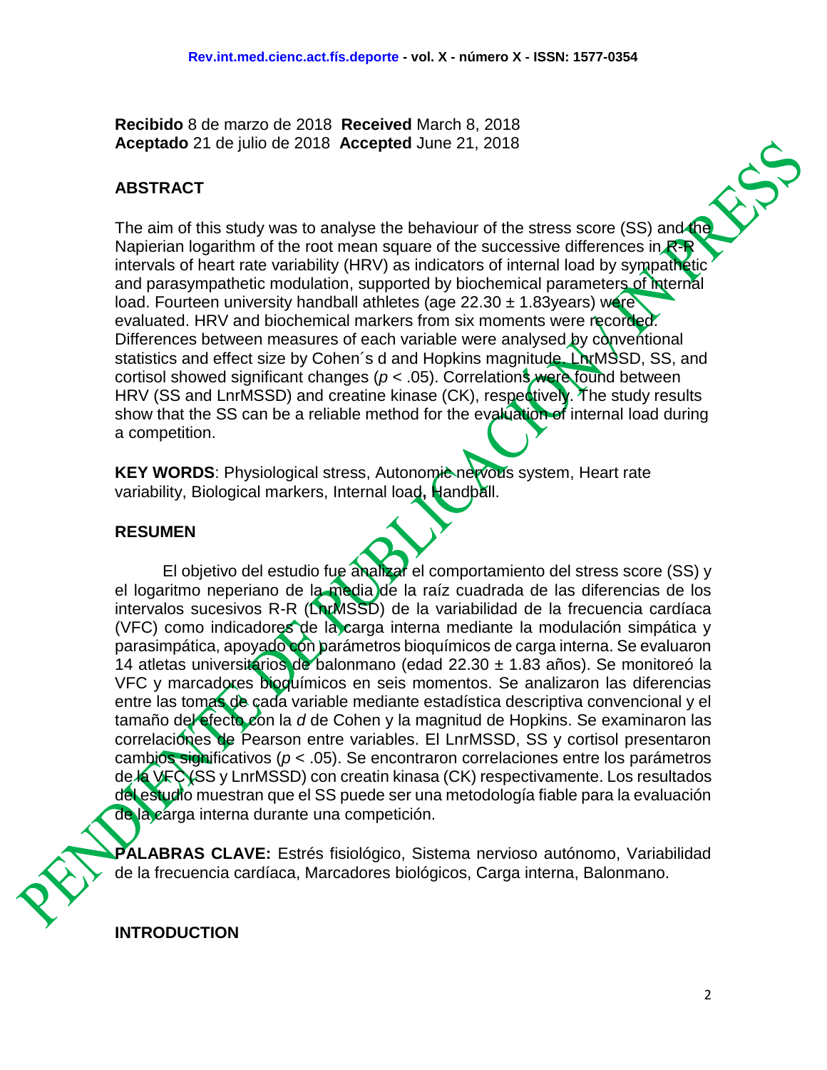**Recibido** 8 de marzo de 2018 **Received** March 8, 2018
**Aceptado** 21 de julio de 2018 **Accepted** June 21, 2018

## ABSTRACT

The aim of this study was to analyse the behaviour of the stress score (SS) and the Napierian logarithm of the root mean square of the successive differences in R-R intervals of heart rate variability (HRV) as indicators of internal load by sympathetic and parasympathetic modulation, supported by biochemical parameters of internal load. Fourteen university handball athletes (age 22.30 ± 1.83years) were evaluated. HRV and biochemical markers from six moments were recorded. Differences between measures of each variable were analysed by conventional statistics and effect size by Cohen´s d and Hopkins magnitude. LnrMSSD, SS, and cortisol showed significant changes ($p < .05$). Correlations were found between HRV (SS and LnrMSSD) and creatine kinase (CK), respectively. The study results show that the SS can be a reliable method for the evaluation of internal load during a competition.

**KEY WORDS**: Physiological stress, Autonomic nervous system, Heart rate variability, Biological markers, Internal load**,** Handball.

## RESUMEN

El objetivo del estudio fue analizar el comportamiento del stress score (SS) y el logaritmo neperiano de la media de la raíz cuadrada de las diferencias de los intervalos sucesivos R-R (LnrMSSD) de la variabilidad de la frecuencia cardíaca (VFC) como indicadores de la carga interna mediante la modulación simpática y parasimpática, apoyado con parámetros bioquímicos de carga interna. Se evaluaron 14 atletas universitarios de balonmano (edad 22.30 ± 1.83 años). Se monitoreó la VFC y marcadores bioquímicos en seis momentos. Se analizaron las diferencias entre las tomas de cada variable mediante estadística descriptiva convencional y el tamaño del efecto con la *d* de Cohen y la magnitud de Hopkins. Se examinaron las correlaciones de Pearson entre variables. El LnrMSSD, SS y cortisol presentaron cambios significativos ($p < .05$). Se encontraron correlaciones entre los parámetros de la VFC (SS y LnrMSSD) con creatin kinasa (CK) respectivamente. Los resultados del estudio muestran que el SS puede ser una metodología fiable para la evaluación de la carga interna durante una competición.

**PALABRAS CLAVE:** Estrés fisiológico, Sistema nervioso autónomo, Variabilidad de la frecuencia cardíaca, Marcadores biológicos, Carga interna, Balonmano.

## INTRODUCTION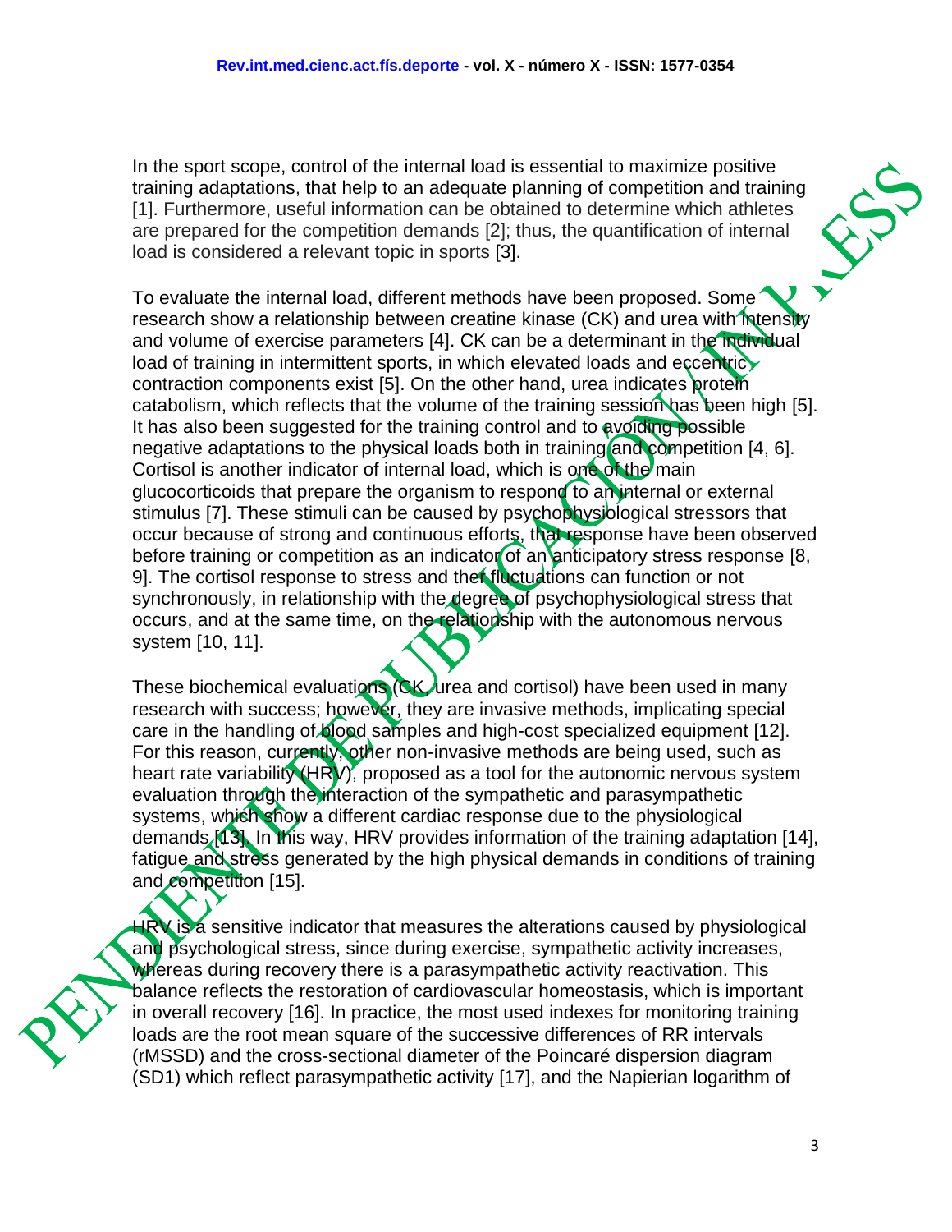In the sport scope, control of the internal load is essential to maximize positive training adaptations, that help to an adequate planning of competition and training [1]. Furthermore, useful information can be obtained to determine which athletes are prepared for the competition demands [2]; thus, the quantification of internal load is considered a relevant topic in sports [3].

To evaluate the internal load, different methods have been proposed. Some research show a relationship between creatine kinase (CK) and urea with intensity and volume of exercise parameters [4]. CK can be a determinant in the individual load of training in intermittent sports, in which elevated loads and eccentric contraction components exist [5]. On the other hand, urea indicates protein catabolism, which reflects that the volume of the training session has been high [5]. It has also been suggested for the training control and to avoiding possible negative adaptations to the physical loads both in training and competition [4, 6]. Cortisol is another indicator of internal load, which is one of the main glucocorticoids that prepare the organism to respond to an internal or external stimulus [7]. These stimuli can be caused by psychophysiological stressors that occur because of strong and continuous efforts, that response have been observed before training or competition as an indicator of an anticipatory stress response [8, 9]. The cortisol response to stress and their fluctuations can function or not synchronously, in relationship with the degree of psychophysiological stress that occurs, and at the same time, on the relationship with the autonomous nervous system [10, 11].

These biochemical evaluations (CK, urea and cortisol) have been used in many research with success; however, they are invasive methods, implicating special care in the handling of blood samples and high-cost specialized equipment [12]. For this reason, currently, other non-invasive methods are being used, such as heart rate variability (HRV), proposed as a tool for the autonomic nervous system evaluation through the interaction of the sympathetic and parasympathetic systems, which show a different cardiac response due to the physiological demands [13]. In this way, HRV provides information of the training adaptation [14], fatigue and stress generated by the high physical demands in conditions of training and competition [15].

HRV is a sensitive indicator that measures the alterations caused by physiological and psychological stress, since during exercise, sympathetic activity increases, whereas during recovery there is a parasympathetic activity reactivation. This balance reflects the restoration of cardiovascular homeostasis, which is important in overall recovery [16]. In practice, the most used indexes for monitoring training loads are the root mean square of the successive differences of RR intervals (rMSSD) and the cross-sectional diameter of the Poincaré dispersion diagram (SD1) which reflect parasympathetic activity [17], and the Napierian logarithm of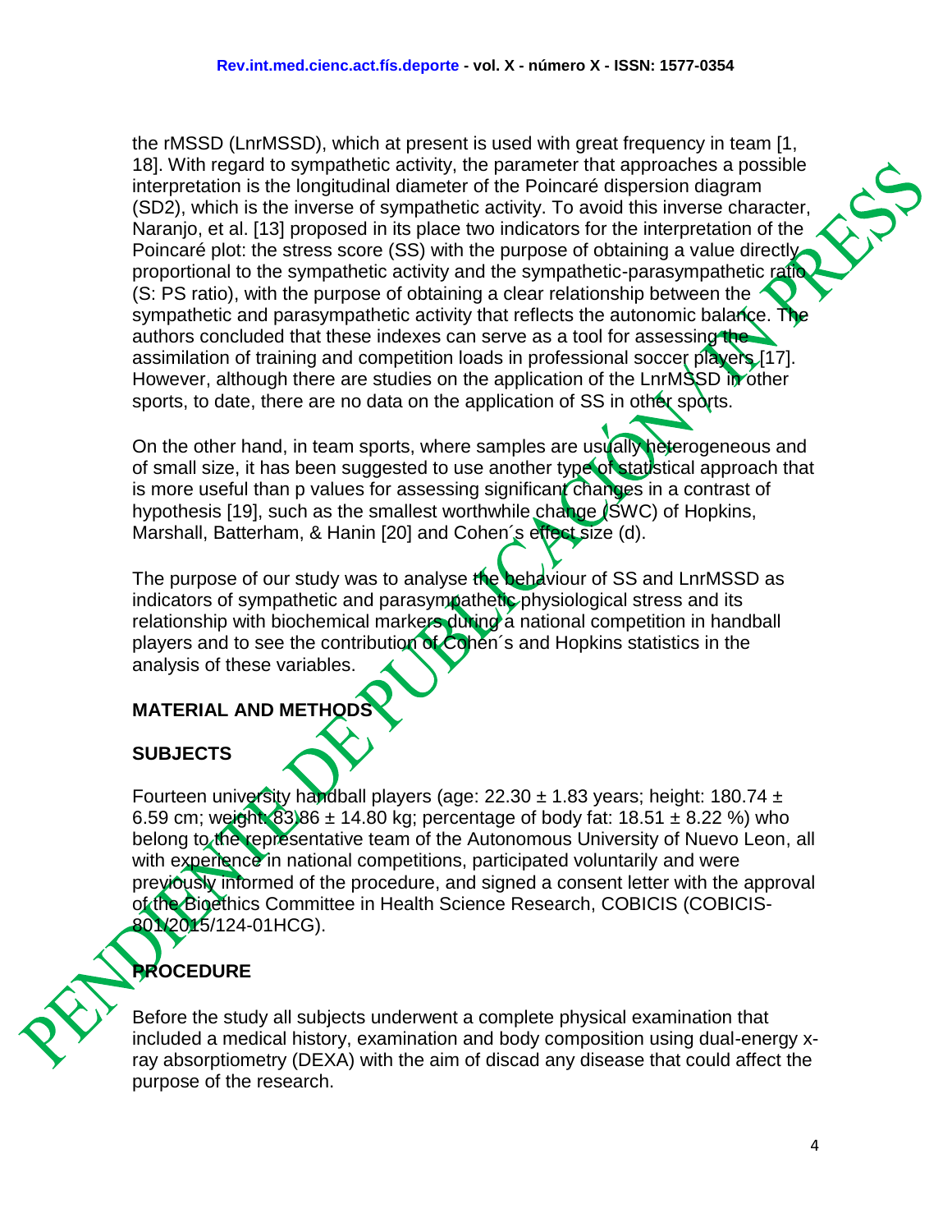the rMSSD (LnrMSSD), which at present is used with great frequency in team [1, 18]. With regard to sympathetic activity, the parameter that approaches a possible interpretation is the longitudinal diameter of the Poincaré dispersion diagram (SD2), which is the inverse of sympathetic activity. To avoid this inverse character, Naranjo, et al. [13] proposed in its place two indicators for the interpretation of the Poincaré plot: the stress score (SS) with the purpose of obtaining a value directly proportional to the sympathetic activity and the sympathetic-parasympathetic ratio (S: PS ratio), with the purpose of obtaining a clear relationship between the sympathetic and parasympathetic activity that reflects the autonomic balance. The authors concluded that these indexes can serve as a tool for assessing the assimilation of training and competition loads in professional soccer players [17]. However, although there are studies on the application of the LnrMSSD in other sports, to date, there are no data on the application of SS in other sports.

On the other hand, in team sports, where samples are usually heterogeneous and of small size, it has been suggested to use another type of statistical approach that is more useful than p values for assessing significant changes in a contrast of hypothesis [19], such as the smallest worthwhile change (SWC) of Hopkins, Marshall, Batterham, & Hanin [20] and Cohen´s effect size (d).

The purpose of our study was to analyse the behaviour of SS and LnrMSSD as indicators of sympathetic and parasympathetic physiological stress and its relationship with biochemical markers during a national competition in handball players and to see the contribution of Cohen´s and Hopkins statistics in the analysis of these variables.

## MATERIAL AND METHODS

### SUBJECTS

Fourteen university handball players (age: 22.30 ± 1.83 years; height: 180.74 ± 6.59 cm; weight: 83.86 ± 14.80 kg; percentage of body fat: 18.51 ± 8.22 %) who belong to the representative team of the Autonomous University of Nuevo Leon, all with experience in national competitions, participated voluntarily and were previously informed of the procedure, and signed a consent letter with the approval of the Bioethics Committee in Health Science Research, COBICIS (COBICIS-801/2015/124-01HCG).

### PROCEDURE

Before the study all subjects underwent a complete physical examination that included a medical history, examination and body composition using dual-energy x-ray absorptiometry (DEXA) with the aim of discad any disease that could affect the purpose of the research.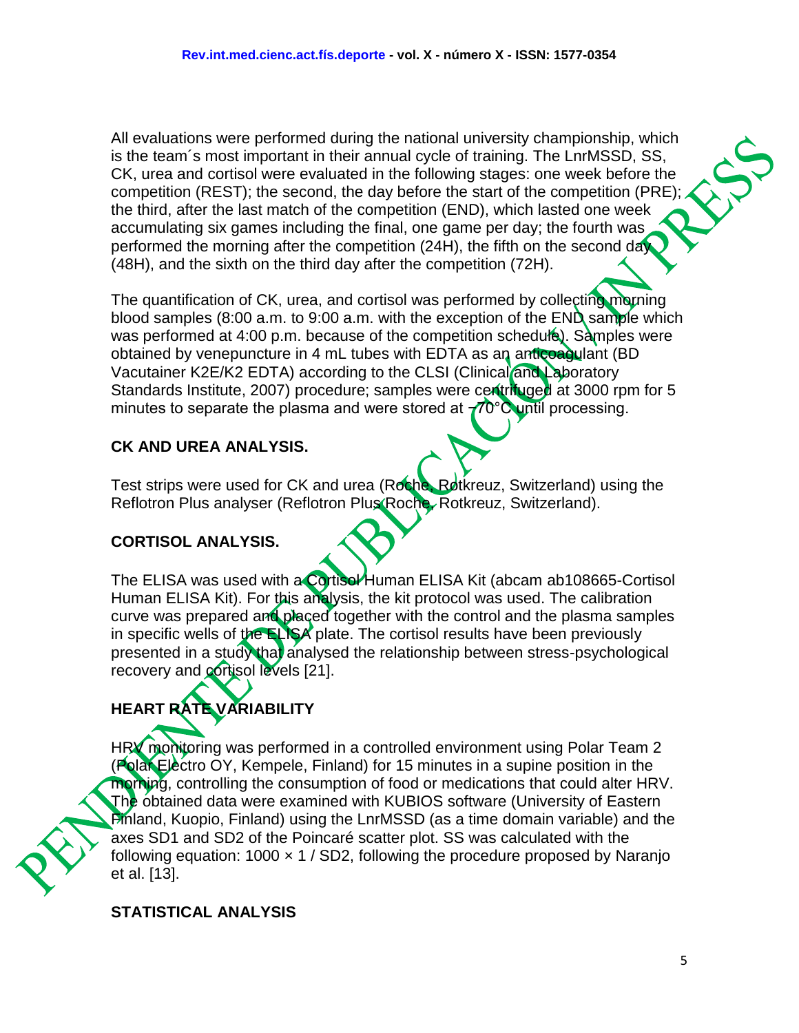All evaluations were performed during the national university championship, which is the team´s most important in their annual cycle of training. The LnrMSSD, SS, CK, urea and cortisol were evaluated in the following stages: one week before the competition (REST); the second, the day before the start of the competition (PRE); the third, after the last match of the competition (END), which lasted one week accumulating six games including the final, one game per day; the fourth was performed the morning after the competition (24H), the fifth on the second day (48H), and the sixth on the third day after the competition (72H).

The quantification of CK, urea, and cortisol was performed by collecting morning blood samples (8:00 a.m. to 9:00 a.m. with the exception of the END sample which was performed at 4:00 p.m. because of the competition schedule). Samples were obtained by venepuncture in 4 mL tubes with EDTA as an anticoagulant (BD Vacutainer K2E/K2 EDTA) according to the CLSI (Clinical and Laboratory Standards Institute, 2007) procedure; samples were centrifuged at 3000 rpm for 5 minutes to separate the plasma and were stored at −70°C until processing.

## CK AND UREA ANALYSIS.

Test strips were used for CK and urea (Roche, Rotkreuz, Switzerland) using the Reflotron Plus analyser (Reflotron Plus Roche, Rotkreuz, Switzerland).

## CORTISOL ANALYSIS.

The ELISA was used with a Cortisol Human ELISA Kit (abcam ab108665-Cortisol Human ELISA Kit). For this analysis, the kit protocol was used. The calibration curve was prepared and placed together with the control and the plasma samples in specific wells of the ELISA plate. The cortisol results have been previously presented in a study that analysed the relationship between stress-psychological recovery and cortisol levels [21].

## HEART RATE VARIABILITY

HRV monitoring was performed in a controlled environment using Polar Team 2 (Polar Electro OY, Kempele, Finland) for 15 minutes in a supine position in the morning, controlling the consumption of food or medications that could alter HRV. The obtained data were examined with KUBIOS software (University of Eastern Finland, Kuopio, Finland) using the LnrMSSD (as a time domain variable) and the axes SD1 and SD2 of the Poincaré scatter plot. SS was calculated with the following equation: $1000 \times 1 / SD2$, following the procedure proposed by Naranjo et al. [13].

## STATISTICAL ANALYSIS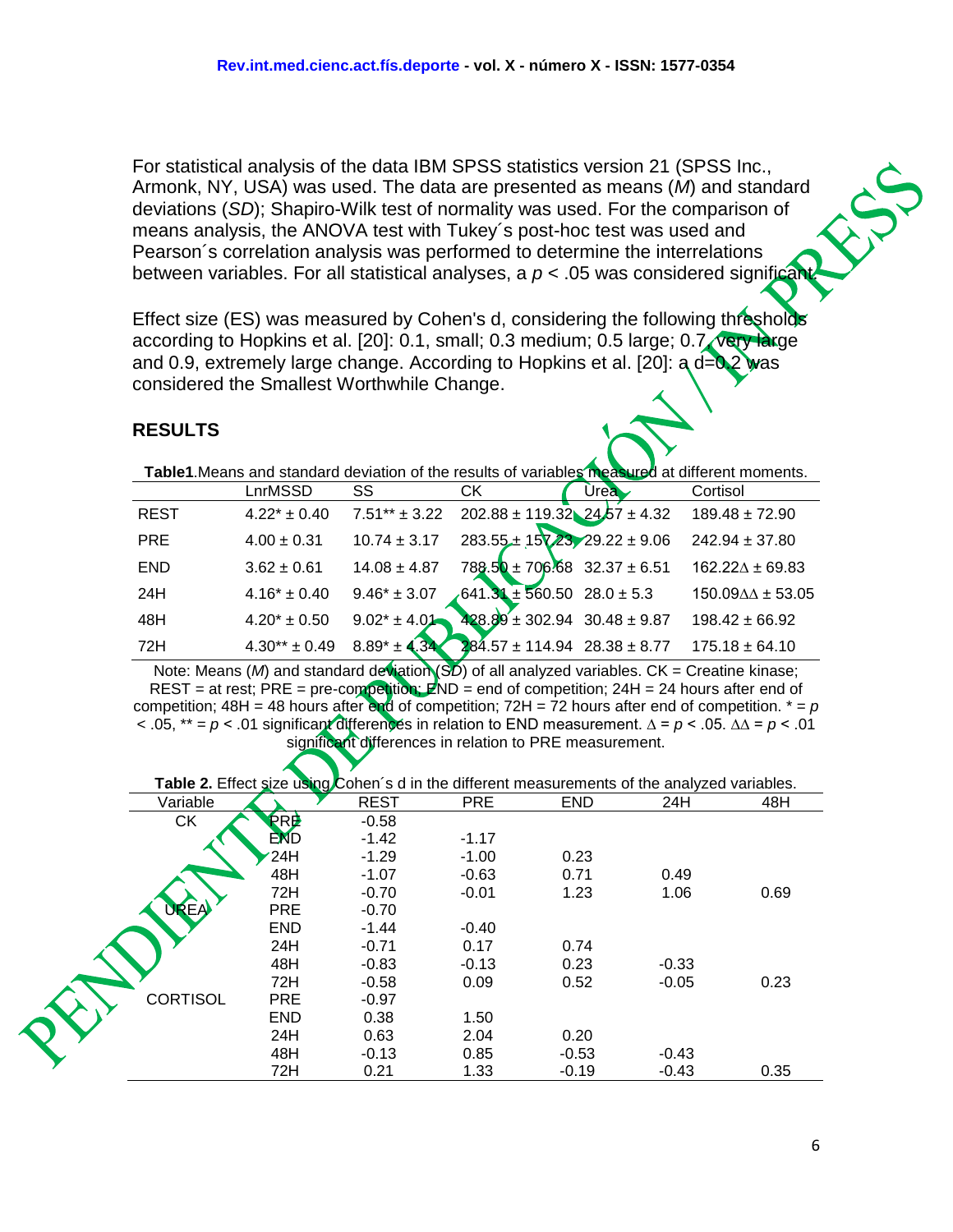For statistical analysis of the data IBM SPSS statistics version 21 (SPSS Inc., Armonk, NY, USA) was used. The data are presented as means (*M*) and standard deviations (*SD*); Shapiro-Wilk test of normality was used. For the comparison of means analysis, the ANOVA test with Tukey´s post-hoc test was used and Pearson´s correlation analysis was performed to determine the interrelations between variables. For all statistical analyses, a $p < .05$ was considered significant.

Effect size (ES) was measured by Cohen's d, considering the following thresholds according to Hopkins et al. [20]: 0.1, small; 0.3 medium; 0.5 large; 0.7, very large and 0.9, extremely large change. According to Hopkins et al. [20]: a d=0.2 was considered the Smallest Worthwhile Change.

## RESULTS

**Table1**.Means and standard deviation of the results of variables measured at different moments.

| | LnrMSSD | SS | CK | Urea | Cortisol |
|---|---|---|---|---|---|
| REST | 4.22* ± 0.40 | 7.51** ± 3.22 | 202.88 ± 119.32 | 24.57 ± 4.32 | 189.48 ± 72.90 |
| PRE | 4.00 ± 0.31 | 10.74 ± 3.17 | 283.55 ± 157.23 | 29.22 ± 9.06 | 242.94 ± 37.80 |
| END | 3.62 ± 0.61 | 14.08 ± 4.87 | 788.50 ± 706.68 | 32.37 ± 6.51 | 162.22∆ ± 69.83 |
| 24H | 4.16* ± 0.40 | 9.46* ± 3.07 | 641.31 ± 560.50 | 28.0 ± 5.3 | 150.09∆∆ ± 53.05 |
| 48H | 4.20* ± 0.50 | 9.02* ± 4.01 | 428.89 ± 302.94 | 30.48 ± 9.87 | 198.42 ± 66.92 |
| 72H | 4.30** ± 0.49 | 8.89* ± 4.34 | 284.57 ± 114.94 | 28.38 ± 8.77 | 175.18 ± 64.10 |

Note: Means (*M*) and standard deviation (*SD*) of all analyzed variables. CK = Creatine kinase; REST = at rest; PRE = pre-competition; END = end of competition; 24H = 24 hours after end of competition; 48H = 48 hours after end of competition; 72H = 72 hours after end of competition. * = $p < .05$, ** = $p < .01$ significant differences in relation to END measurement. ∆ = $p < .05$. ∆∆ = $p < .01$ significant differences in relation to PRE measurement.

**Table 2.** Effect size using Cohen´s d in the different measurements of the analyzed variables.

| Variable | | REST | PRE | END | 24H | 48H |
|---|---|---|---|---|---|---|
| CK | PRE | -0.58 | | | | |
| | END | -1.42 | -1.17 | | | |
| | 24H | -1.29 | -1.00 | 0.23 | | |
| | 48H | -1.07 | -0.63 | 0.71 | 0.49 | |
| | 72H | -0.70 | -0.01 | 1.23 | 1.06 | 0.69 |
| UREA | PRE | -0.70 | | | | |
| | END | -1.44 | -0.40 | | | |
| | 24H | -0.71 | 0.17 | 0.74 | | |
| | 48H | -0.83 | -0.13 | 0.23 | -0.33 | |
| | 72H | -0.58 | 0.09 | 0.52 | -0.05 | 0.23 |
| CORTISOL | PRE | -0.97 | | | | |
| | END | 0.38 | 1.50 | | | |
| | 24H | 0.63 | 2.04 | 0.20 | | |
| | 48H | -0.13 | 0.85 | -0.53 | -0.43 | |
| | 72H | 0.21 | 1.33 | -0.19 | -0.43 | 0.35 |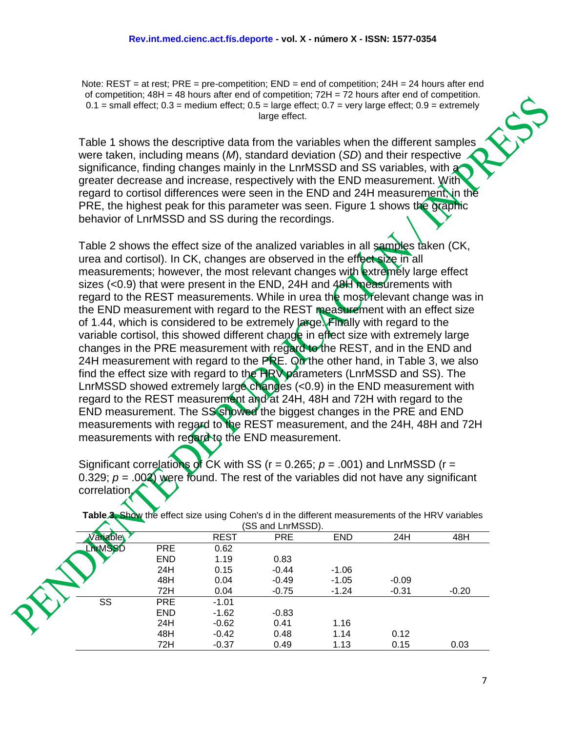Note: REST = at rest; PRE = pre-competition; END = end of competition; 24H = 24 hours after end of competition; 48H = 48 hours after end of competition; 72H = 72 hours after end of competition. 0.1 = small effect; 0.3 = medium effect; 0.5 = large effect; 0.7 = very large effect; 0.9 = extremely large effect.

Table 1 shows the descriptive data from the variables when the different samples were taken, including means (*M*), standard deviation (*SD*) and their respective significance, finding changes mainly in the LnrMSSD and SS variables, with a greater decrease and increase, respectively with the END measurement. With regard to cortisol differences were seen in the END and 24H measurement, in the PRE, the highest peak for this parameter was seen. Figure 1 shows the graphic behavior of LnrMSSD and SS during the recordings.

Table 2 shows the effect size of the analized variables in all samples taken (CK, urea and cortisol). In CK, changes are observed in the effect size in all measurements; however, the most relevant changes with extremely large effect sizes (<0.9) that were present in the END, 24H and 48H measurements with regard to the REST measurements. While in urea the most relevant change was in the END measurement with regard to the REST measurement with an effect size of 1.44, which is considered to be extremely large. Finally with regard to the variable cortisol, this showed different change in effect size with extremely large changes in the PRE measurement with regard to the REST, and in the END and 24H measurement with regard to the PRE. On the other hand, in Table 3, we also find the effect size with regard to the HRV parameters (LnrMSSD and SS). The LnrMSSD showed extremely large changes (<0.9) in the END measurement with regard to the REST measurement and at 24H, 48H and 72H with regard to the END measurement. The SS showed the biggest changes in the PRE and END measurements with regard to the REST measurement, and the 24H, 48H and 72H measurements with regard to the END measurement.

Significant correlations of CK with SS (r = 0.265; *p* = .001) and LnrMSSD (r = 0.329; *p* = .002) were found. The rest of the variables did not have any significant correlation.

**Table 3.** Show the effect size using Cohen's d in the different measurements of the HRV variables (SS and LnrMSSD).

| Variable | | REST | PRE | END | 24H | 48H |
|---|---|---|---|---|---|---|
| LnrMSSD | PRE | 0.62 | | | | |
| | END | 1.19 | 0.83 | | | |
| | 24H | 0.15 | -0.44 | -1.06 | | |
| | 48H | 0.04 | -0.49 | -1.05 | -0.09 | |
| | 72H | 0.04 | -0.75 | -1.24 | -0.31 | -0.20 |
| SS | PRE | -1.01 | | | | |
| | END | -1.62 | -0.83 | | | |
| | 24H | -0.62 | 0.41 | 1.16 | | |
| | 48H | -0.42 | 0.48 | 1.14 | 0.12 | |
| | 72H | -0.37 | 0.49 | 1.13 | 0.15 | 0.03 |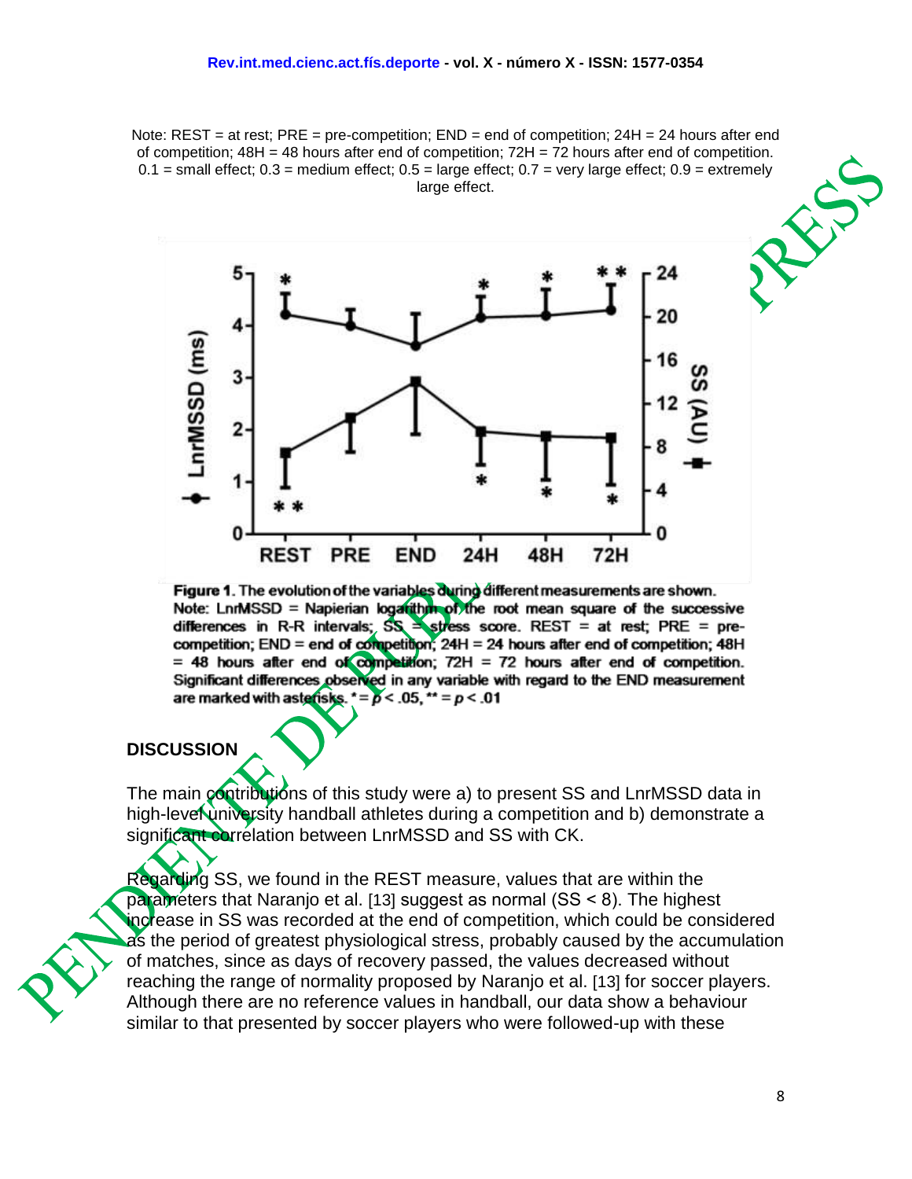Note: REST = at rest; PRE = pre-competition; END = end of competition; 24H = 24 hours after end of competition; 48H = 48 hours after end of competition; 72H = 72 hours after end of competition. 0.1 = small effect; 0.3 = medium effect; 0.5 = large effect; 0.7 = very large effect; 0.9 = extremely large effect.

**Figure 1.** The evolution of the variables during different measurements are shown. Note: LnrMSSD = Napierian logarithm of the root mean square of the successive differences in R-R intervals; SS = stress score. REST = at rest; PRE = pre-competition; END = end of competition; 24H = 24 hours after end of competition; 48H = 48 hours after end of competition; 72H = 72 hours after end of competition. Significant differences observed in any variable with regard to the END measurement are marked with asterisks. * = $p < .05$, ** = $p < .01$

## DISCUSSION

The main contributions of this study were a) to present SS and LnrMSSD data in high-level university handball athletes during a competition and b) demonstrate a significant correlation between LnrMSSD and SS with CK.

Regarding SS, we found in the REST measure, values that are within the parameters that Naranjo et al. [13] suggest as normal (SS < 8). The highest increase in SS was recorded at the end of competition, which could be considered as the period of greatest physiological stress, probably caused by the accumulation of matches, since as days of recovery passed, the values decreased without reaching the range of normality proposed by Naranjo et al. [13] for soccer players. Although there are no reference values in handball, our data show a behaviour similar to that presented by soccer players who were followed-up with these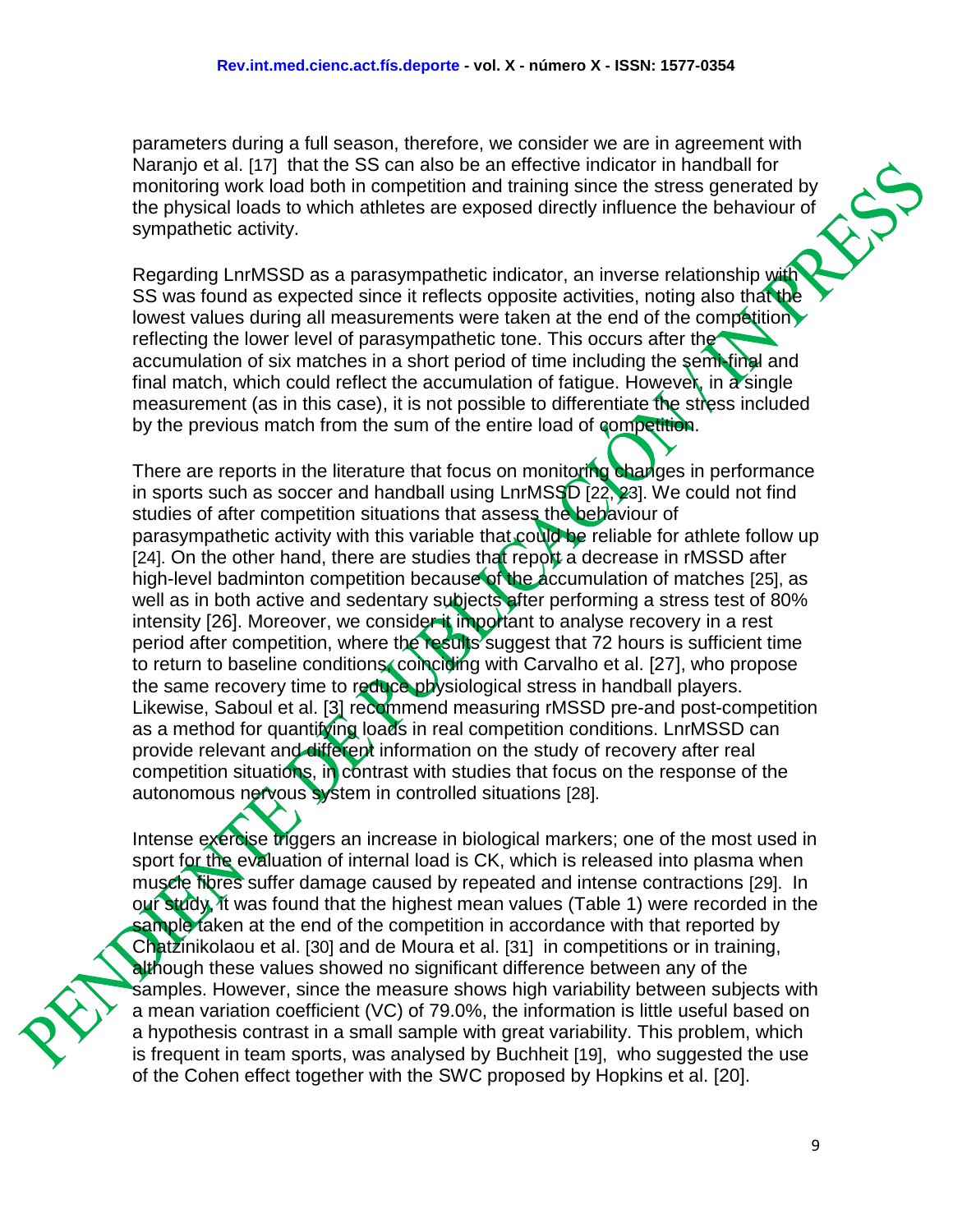parameters during a full season, therefore, we consider we are in agreement with Naranjo et al. [17] that the SS can also be an effective indicator in handball for monitoring work load both in competition and training since the stress generated by the physical loads to which athletes are exposed directly influence the behaviour of sympathetic activity.

Regarding LnrMSSD as a parasympathetic indicator, an inverse relationship with SS was found as expected since it reflects opposite activities, noting also that the lowest values during all measurements were taken at the end of the competition reflecting the lower level of parasympathetic tone. This occurs after the accumulation of six matches in a short period of time including the semi-final and final match, which could reflect the accumulation of fatigue. However, in a single measurement (as in this case), it is not possible to differentiate the stress included by the previous match from the sum of the entire load of competition.

There are reports in the literature that focus on monitoring changes in performance in sports such as soccer and handball using LnrMSSD [22, 23]. We could not find studies of after competition situations that assess the behaviour of parasympathetic activity with this variable that could be reliable for athlete follow up [24]. On the other hand, there are studies that report a decrease in rMSSD after high-level badminton competition because of the accumulation of matches [25], as well as in both active and sedentary subjects after performing a stress test of 80% intensity [26]. Moreover, we consider it important to analyse recovery in a rest period after competition, where the results suggest that 72 hours is sufficient time to return to baseline conditions, coinciding with Carvalho et al. [27], who propose the same recovery time to reduce physiological stress in handball players. Likewise, Saboul et al. [3] recommend measuring rMSSD pre-and post-competition as a method for quantifying loads in real competition conditions. LnrMSSD can provide relevant and different information on the study of recovery after real competition situations, in contrast with studies that focus on the response of the autonomous nervous system in controlled situations [28].

Intense exercise triggers an increase in biological markers; one of the most used in sport for the evaluation of internal load is CK, which is released into plasma when muscle fibres suffer damage caused by repeated and intense contractions [29]. In our study, it was found that the highest mean values (Table 1) were recorded in the sample taken at the end of the competition in accordance with that reported by Chatzinikolaou et al. [30] and de Moura et al. [31] in competitions or in training, although these values showed no significant difference between any of the samples. However, since the measure shows high variability between subjects with a mean variation coefficient (VC) of 79.0%, the information is little useful based on a hypothesis contrast in a small sample with great variability. This problem, which is frequent in team sports, was analysed by Buchheit [19], who suggested the use of the Cohen effect together with the SWC proposed by Hopkins et al. [20].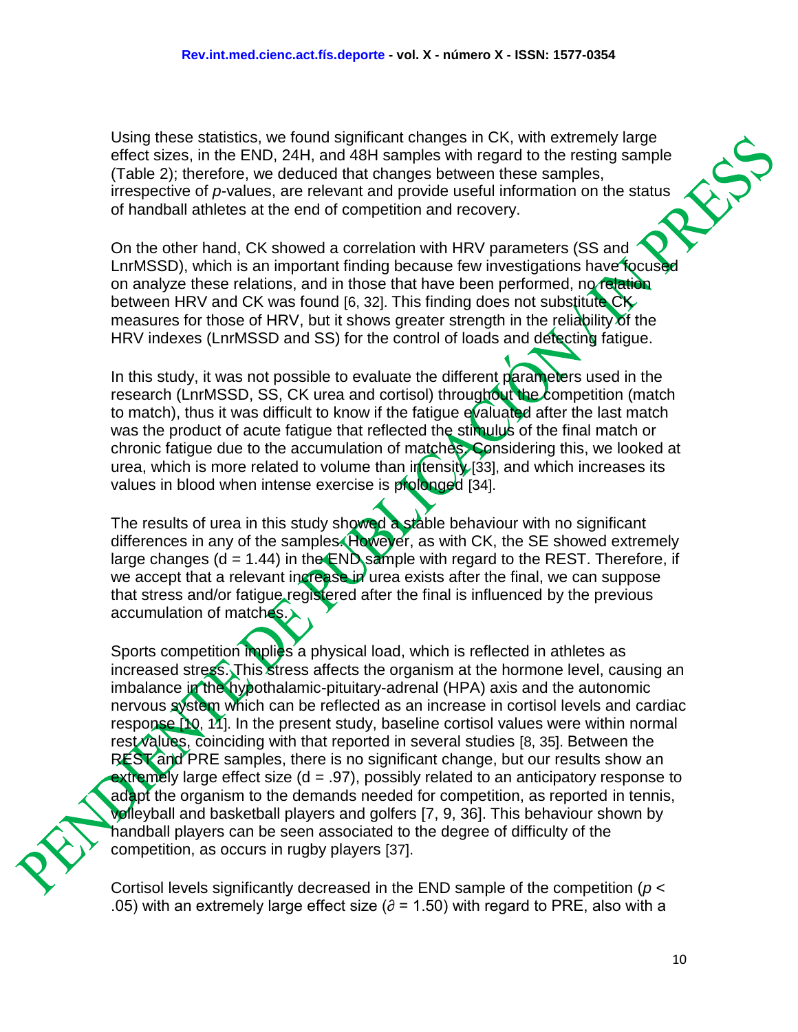Using these statistics, we found significant changes in CK, with extremely large effect sizes, in the END, 24H, and 48H samples with regard to the resting sample (Table 2); therefore, we deduced that changes between these samples, irrespective of *p*-values, are relevant and provide useful information on the status of handball athletes at the end of competition and recovery.

On the other hand, CK showed a correlation with HRV parameters (SS and LnrMSSD), which is an important finding because few investigations have focused on analyze these relations, and in those that have been performed, no relation between HRV and CK was found [6, 32]. This finding does not substitute CK measures for those of HRV, but it shows greater strength in the reliability of the HRV indexes (LnrMSSD and SS) for the control of loads and detecting fatigue.

In this study, it was not possible to evaluate the different parameters used in the research (LnrMSSD, SS, CK urea and cortisol) throughout the competition (match to match), thus it was difficult to know if the fatigue evaluated after the last match was the product of acute fatigue that reflected the stimulus of the final match or chronic fatigue due to the accumulation of matches. Considering this, we looked at urea, which is more related to volume than intensity [33], and which increases its values in blood when intense exercise is prolonged [34].

The results of urea in this study showed a stable behaviour with no significant differences in any of the samples. However, as with CK, the SE showed extremely large changes ($d = 1.44$) in the END sample with regard to the REST. Therefore, if we accept that a relevant increase in urea exists after the final, we can suppose that stress and/or fatigue registered after the final is influenced by the previous accumulation of matches.

Sports competition implies a physical load, which is reflected in athletes as increased stress. This stress affects the organism at the hormone level, causing an imbalance in the hypothalamic-pituitary-adrenal (HPA) axis and the autonomic nervous system which can be reflected as an increase in cortisol levels and cardiac response [10, 11]. In the present study, baseline cortisol values were within normal rest values, coinciding with that reported in several studies [8, 35]. Between the REST and PRE samples, there is no significant change, but our results show an extremely large effect size ($d = .97$), possibly related to an anticipatory response to adapt the organism to the demands needed for competition, as reported in tennis, volleyball and basketball players and golfers [7, 9, 36]. This behaviour shown by handball players can be seen associated to the degree of difficulty of the competition, as occurs in rugby players [37].

Cortisol levels significantly decreased in the END sample of the competition ($p < .05$) with an extremely large effect size ($\partial = 1.50$) with regard to PRE, also with a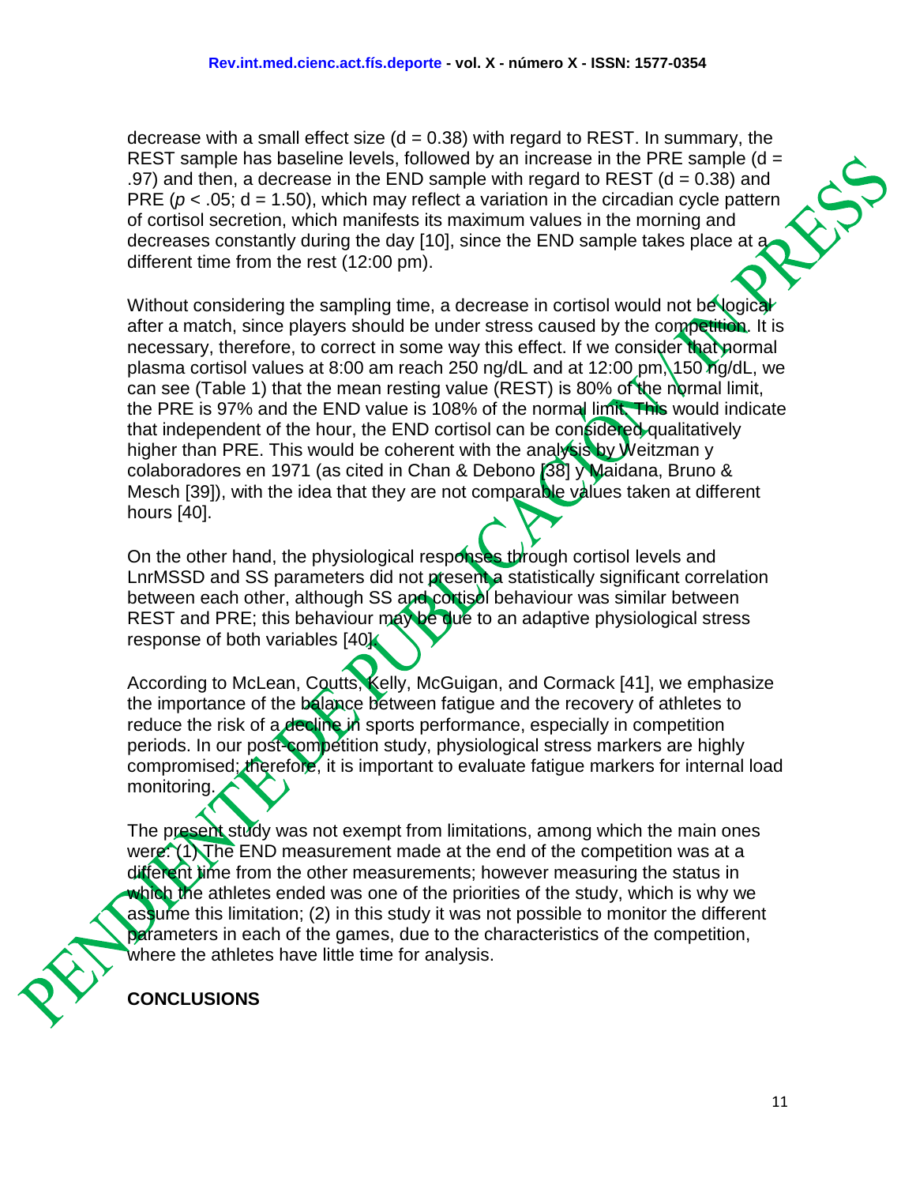decrease with a small effect size (d = 0.38) with regard to REST. In summary, the REST sample has baseline levels, followed by an increase in the PRE sample (d = .97) and then, a decrease in the END sample with regard to REST (d = 0.38) and PRE ($p < .05$; d = 1.50), which may reflect a variation in the circadian cycle pattern of cortisol secretion, which manifests its maximum values in the morning and decreases constantly during the day [10], since the END sample takes place at a different time from the rest (12:00 pm).

Without considering the sampling time, a decrease in cortisol would not be logical after a match, since players should be under stress caused by the competition. It is necessary, therefore, to correct in some way this effect. If we consider that normal plasma cortisol values at 8:00 am reach 250 ng/dL and at 12:00 pm, 150 ng/dL, we can see (Table 1) that the mean resting value (REST) is 80% of the normal limit, the PRE is 97% and the END value is 108% of the normal limit. This would indicate that independent of the hour, the END cortisol can be considered qualitatively higher than PRE. This would be coherent with the analysis by Weitzman y colaboradores en 1971 (as cited in Chan & Debono [38] y Maidana, Bruno & Mesch [39]), with the idea that they are not comparable values taken at different hours [40].

On the other hand, the physiological responses through cortisol levels and LnrMSSD and SS parameters did not present a statistically significant correlation between each other, although SS and cortisol behaviour was similar between REST and PRE; this behaviour may be due to an adaptive physiological stress response of both variables [40].

According to McLean, Coutts, Kelly, McGuigan, and Cormack [41], we emphasize the importance of the balance between fatigue and the recovery of athletes to reduce the risk of a decline in sports performance, especially in competition periods. In our post-competition study, physiological stress markers are highly compromised; therefore, it is important to evaluate fatigue markers for internal load monitoring.

The present study was not exempt from limitations, among which the main ones were: (1) The END measurement made at the end of the competition was at a different time from the other measurements; however measuring the status in which the athletes ended was one of the priorities of the study, which is why we assume this limitation; (2) in this study it was not possible to monitor the different parameters in each of the games, due to the characteristics of the competition, where the athletes have little time for analysis.

## CONCLUSIONS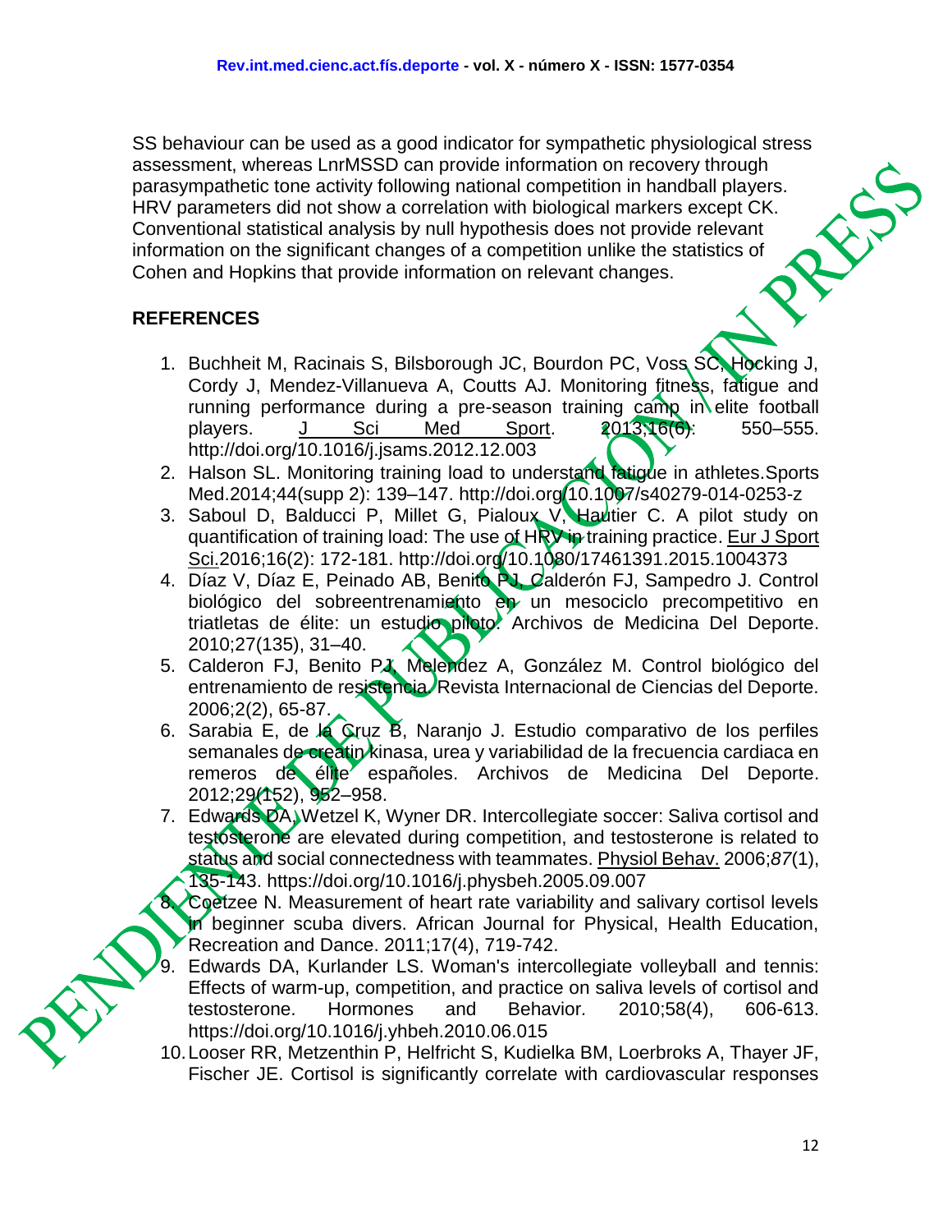SS behaviour can be used as a good indicator for sympathetic physiological stress assessment, whereas LnrMSSD can provide information on recovery through parasympathetic tone activity following national competition in handball players. HRV parameters did not show a correlation with biological markers except CK. Conventional statistical analysis by null hypothesis does not provide relevant information on the significant changes of a competition unlike the statistics of Cohen and Hopkins that provide information on relevant changes.

## REFERENCES

1. Buchheit M, Racinais S, Bilsborough JC, Bourdon PC, Voss SC, Hocking J, Cordy J, Mendez-Villanueva A, Coutts AJ. Monitoring fitness, fatigue and running performance during a pre-season training camp in elite football players. J Sci Med Sport. 2013;16(6): 550–555. http://doi.org/10.1016/j.jsams.2012.12.003
2. Halson SL. Monitoring training load to understand fatigue in athletes.Sports Med.2014;44(supp 2): 139–147. http://doi.org/10.1007/s40279-014-0253-z
3. Saboul D, Balducci P, Millet G, Pialoux V, Hautier C. A pilot study on quantification of training load: The use of HRV in training practice. Eur J Sport Sci.2016;16(2): 172-181. http://doi.org/10.1080/17461391.2015.1004373
4. Díaz V, Díaz E, Peinado AB, Benito PJ, Calderón FJ, Sampedro J. Control biológico del sobreentrenamiento en un mesociclo precompetitivo en triatletas de élite: un estudio piloto. Archivos de Medicina Del Deporte. 2010;27(135), 31–40.
5. Calderon FJ, Benito PJ, Melendez A, González M. Control biológico del entrenamiento de resistencia. Revista Internacional de Ciencias del Deporte. 2006;2(2), 65-87.
6. Sarabia E, de la Cruz B, Naranjo J. Estudio comparativo de los perfiles semanales de creatin kinasa, urea y variabilidad de la frecuencia cardiaca en remeros de élite españoles. Archivos de Medicina Del Deporte. 2012;29(152), 952–958.
7. Edwards DA, Wetzel K, Wyner DR. Intercollegiate soccer: Saliva cortisol and testosterone are elevated during competition, and testosterone is related to status and social connectedness with teammates. Physiol Behav. 2006;*87*(1), 135-143. https://doi.org/10.1016/j.physbeh.2005.09.007
8. Coetzee N. Measurement of heart rate variability and salivary cortisol levels in beginner scuba divers. African Journal for Physical, Health Education, Recreation and Dance. 2011;17(4), 719-742.
9. Edwards DA, Kurlander LS. Woman's intercollegiate volleyball and tennis: Effects of warm-up, competition, and practice on saliva levels of cortisol and testosterone. Hormones and Behavior. 2010;58(4), 606-613. https://doi.org/10.1016/j.yhbeh.2010.06.015
10. Looser RR, Metzenthin P, Helfricht S, Kudielka BM, Loerbroks A, Thayer JF, Fischer JE. Cortisol is significantly correlate with cardiovascular responses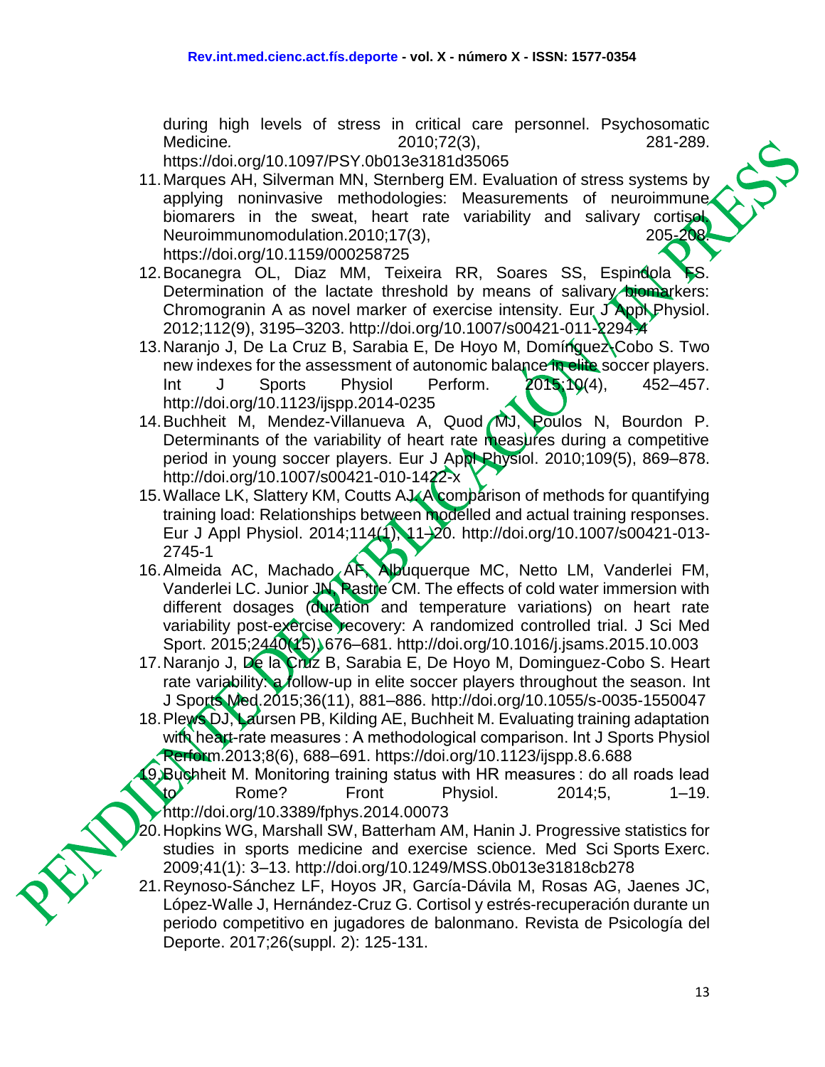during high levels of stress in critical care personnel. Psychosomatic Medicine. 2010;72(3), 281-289. https://doi.org/10.1097/PSY.0b013e3181d35065

11. Marques AH, Silverman MN, Sternberg EM. Evaluation of stress systems by applying noninvasive methodologies: Measurements of neuroimmune biomarers in the sweat, heart rate variability and salivary cortisol. Neuroimmunomodulation.2010;17(3), 205-208. https://doi.org/10.1159/000258725
12. Bocanegra OL, Diaz MM, Teixeira RR, Soares SS, Espindola FS. Determination of the lactate threshold by means of salivary biomarkers: Chromogranin A as novel marker of exercise intensity. Eur J Appl Physiol. 2012;112(9), 3195–3203. http://doi.org/10.1007/s00421-011-2294-4
13. Naranjo J, De La Cruz B, Sarabia E, De Hoyo M, Domínguez-Cobo S. Two new indexes for the assessment of autonomic balance in elite soccer players. Int J Sports Physiol Perform. 2015;10(4), 452–457. http://doi.org/10.1123/ijspp.2014-0235
14. Buchheit M, Mendez-Villanueva A, Quod MJ, Poulos N, Bourdon P. Determinants of the variability of heart rate measures during a competitive period in young soccer players. Eur J Appl Physiol. 2010;109(5), 869–878. http://doi.org/10.1007/s00421-010-1422-x
15. Wallace LK, Slattery KM, Coutts AJ. A comparison of methods for quantifying training load: Relationships between modelled and actual training responses. Eur J Appl Physiol. 2014;114(1), 11–20. http://doi.org/10.1007/s00421-013-2745-1
16. Almeida AC, Machado AF, Albuquerque MC, Netto LM, Vanderlei FM, Vanderlei LC. Junior JN, Pastre CM. The effects of cold water immersion with different dosages (duration and temperature variations) on heart rate variability post-exercise recovery: A randomized controlled trial. J Sci Med Sport. 2015;2440(15), 676–681. http://doi.org/10.1016/j.jsams.2015.10.003
17. Naranjo J, De la Cruz B, Sarabia E, De Hoyo M, Dominguez-Cobo S. Heart rate variability: a follow-up in elite soccer players throughout the season. Int J Sports Med.2015;36(11), 881–886. http://doi.org/10.1055/s-0035-1550047
18. Plews DJ, Laursen PB, Kilding AE, Buchheit M. Evaluating training adaptation with heart-rate measures : A methodological comparison. Int J Sports Physiol Perform.2013;8(6), 688–691. https://doi.org/10.1123/ijspp.8.6.688
19. Buchheit M. Monitoring training status with HR measures : do all roads lead to Rome? Front Physiol. 2014;5, 1–19. http://doi.org/10.3389/fphys.2014.00073
20. Hopkins WG, Marshall SW, Batterham AM, Hanin J. Progressive statistics for studies in sports medicine and exercise science. Med Sci Sports Exerc. 2009;41(1): 3–13. http://doi.org/10.1249/MSS.0b013e31818cb278
21. Reynoso-Sánchez LF, Hoyos JR, García-Dávila M, Rosas AG, Jaenes JC, López-Walle J, Hernández-Cruz G. Cortisol y estrés-recuperación durante un periodo competitivo en jugadores de balonmano. Revista de Psicología del Deporte. 2017;26(suppl. 2): 125-131.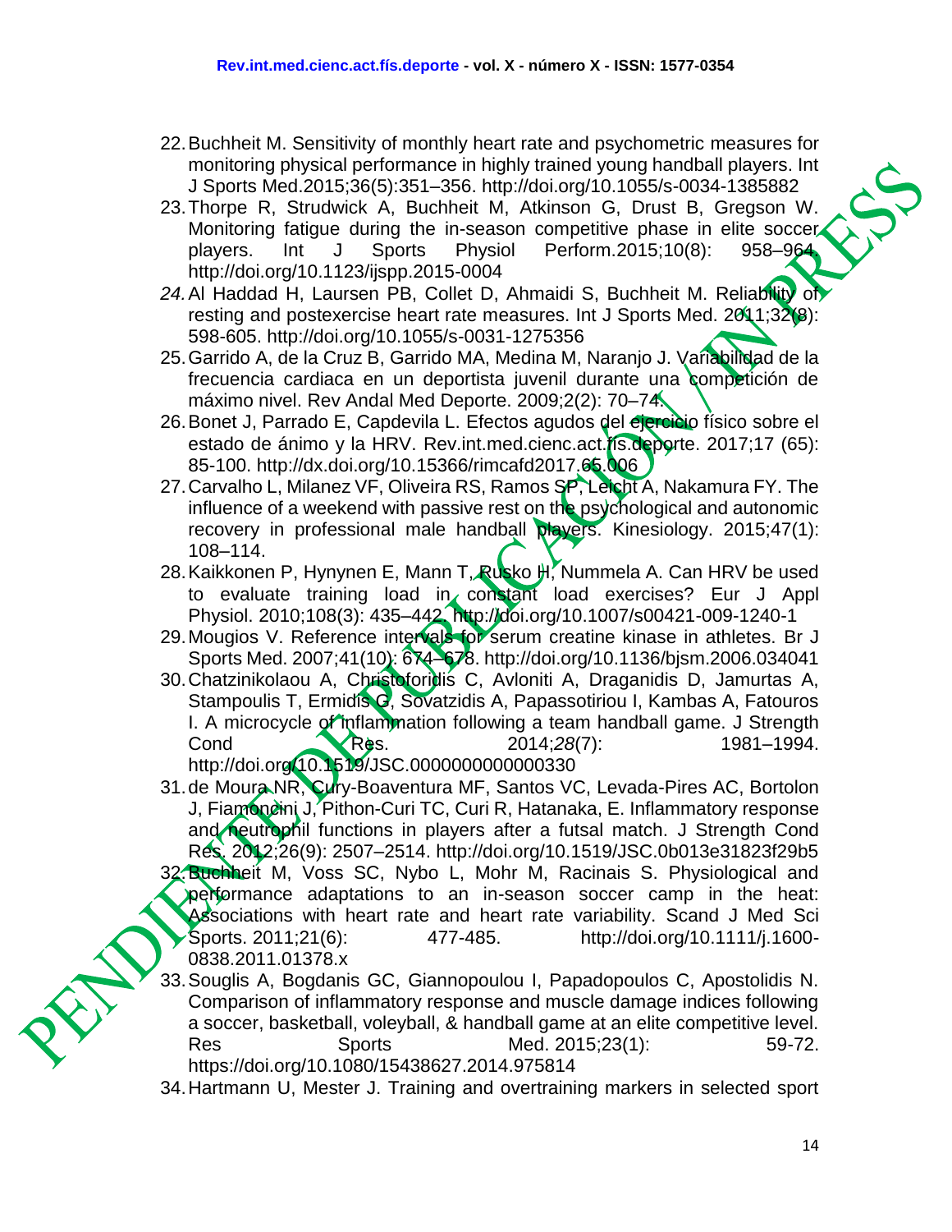22. Buchheit M. Sensitivity of monthly heart rate and psychometric measures for monitoring physical performance in highly trained young handball players. Int J Sports Med.2015;36(5):351–356. http://doi.org/10.1055/s-0034-1385882
23. Thorpe R, Strudwick A, Buchheit M, Atkinson G, Drust B, Gregson W. Monitoring fatigue during the in-season competitive phase in elite soccer players. Int J Sports Physiol Perform.2015;10(8): 958–964. http://doi.org/10.1123/ijspp.2015-0004
24. Al Haddad H, Laursen PB, Collet D, Ahmaidi S, Buchheit M. Reliability of resting and postexercise heart rate measures. Int J Sports Med. 2011;32(8): 598-605. http://doi.org/10.1055/s-0031-1275356
25. Garrido A, de la Cruz B, Garrido MA, Medina M, Naranjo J. Variabilidad de la frecuencia cardiaca en un deportista juvenil durante una competición de máximo nivel. Rev Andal Med Deporte. 2009;2(2): 70–74.
26. Bonet J, Parrado E, Capdevila L. Efectos agudos del ejercicio físico sobre el estado de ánimo y la HRV. Rev.int.med.cienc.act.fís.deporte. 2017;17 (65): 85-100. http://dx.doi.org/10.15366/rimcafd2017.65.006
27. Carvalho L, Milanez VF, Oliveira RS, Ramos SP, Leicht A, Nakamura FY. The influence of a weekend with passive rest on the psychological and autonomic recovery in professional male handball players. Kinesiology. 2015;47(1): 108–114.
28. Kaikkonen P, Hynynen E, Mann T, Rusko H, Nummela A. Can HRV be used to evaluate training load in constant load exercises? Eur J Appl Physiol. 2010;108(3): 435–442. http://doi.org/10.1007/s00421-009-1240-1
29. Mougios V. Reference intervals for serum creatine kinase in athletes. Br J Sports Med. 2007;41(10): 674–678. http://doi.org/10.1136/bjsm.2006.034041
30. Chatzinikolaou A, Christoforidis C, Avloniti A, Draganidis D, Jamurtas A, Stampoulis T, Ermidis G, Sovatzidis A, Papassotiriou I, Kambas A, Fatouros I. A microcycle of inflammation following a team handball game. J Strength Cond Res. 2014;*28*(7): 1981–1994. http://doi.org/10.1519/JSC.0000000000000330
31. de Moura NR, Cury-Boaventura MF, Santos VC, Levada-Pires AC, Bortolon J, Fiamoncini J, Pithon-Curi TC, Curi R, Hatanaka, E. Inflammatory response and neutrophil functions in players after a futsal match. J Strength Cond Res. 2012;26(9): 2507–2514. http://doi.org/10.1519/JSC.0b013e31823f29b5
32. Buchheit M, Voss SC, Nybo L, Mohr M, Racinais S. Physiological and performance adaptations to an in-season soccer camp in the heat: Associations with heart rate and heart rate variability. Scand J Med Sci Sports. 2011;21(6): 477-485. http://doi.org/10.1111/j.1600-0838.2011.01378.x
33. Souglis A, Bogdanis GC, Giannopoulou I, Papadopoulos C, Apostolidis N. Comparison of inflammatory response and muscle damage indices following a soccer, basketball, volleyball, & handball game at an elite competitive level. Res Sports Med. 2015;23(1): 59-72. https://doi.org/10.1080/15438627.2014.975814
34. Hartmann U, Mester J. Training and overtraining markers in selected sport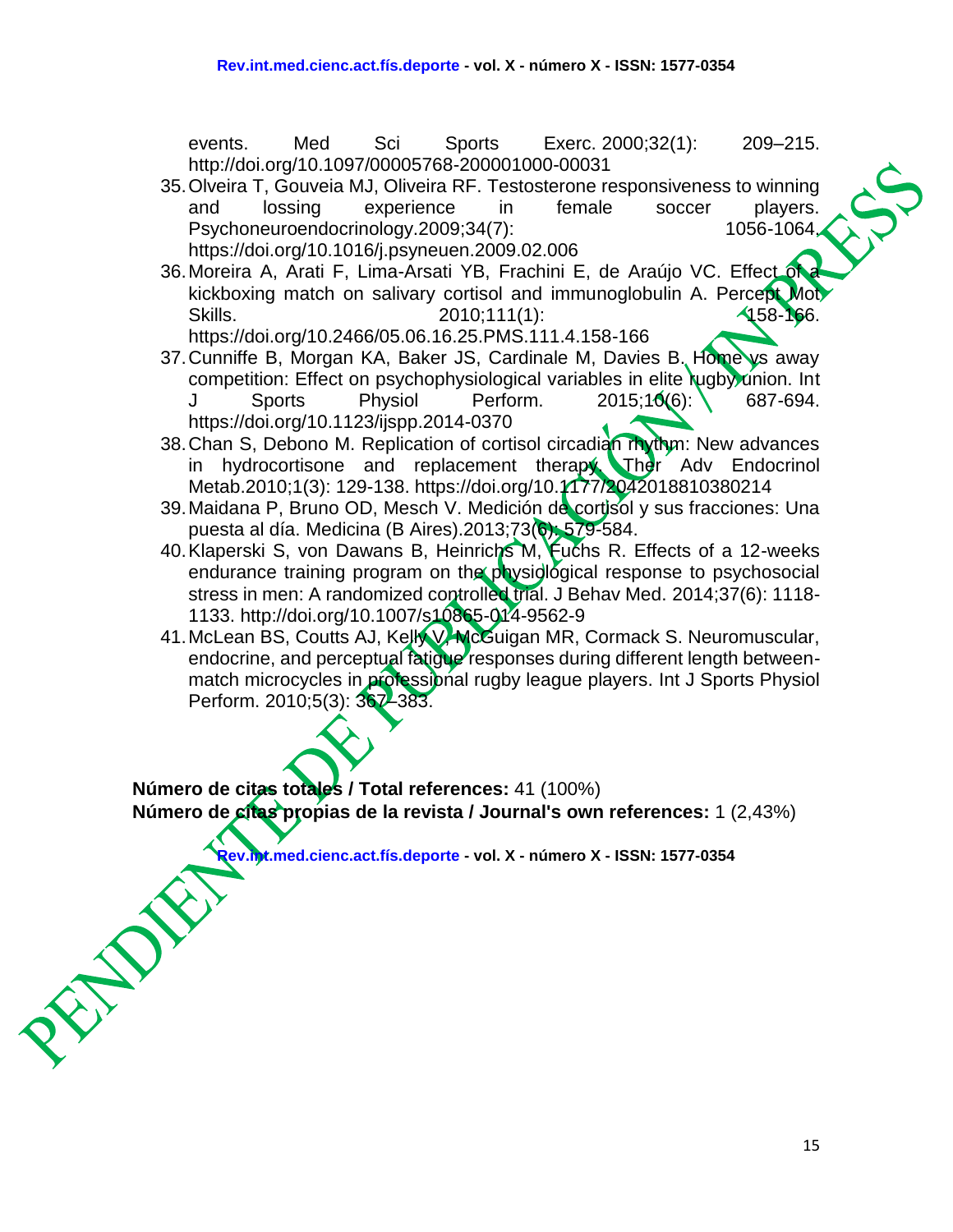events. Med Sci Sports Exerc. 2000;32(1): 209–215. http://doi.org/10.1097/00005768-200001000-00031

35. Olveira T, Gouveia MJ, Oliveira RF. Testosterone responsiveness to winning and lossing experience in female soccer players. Psychoneuroendocrinology.2009;34(7): 1056-1064. https://doi.org/10.1016/j.psyneuen.2009.02.006
36. Moreira A, Arati F, Lima-Arsati YB, Frachini E, de Araújo VC. Effect of a kickboxing match on salivary cortisol and immunoglobulin A. Percept Mot Skills. 2010;111(1): 158-166. https://doi.org/10.2466/05.06.16.25.PMS.111.4.158-166
37. Cunniffe B, Morgan KA, Baker JS, Cardinale M, Davies B. Home vs away competition: Effect on psychophysiological variables in elite rugby union. Int J Sports Physiol Perform. 2015;10(6): 687-694. https://doi.org/10.1123/ijspp.2014-0370
38. Chan S, Debono M. Replication of cortisol circadian rhythm: New advances in hydrocortisone and replacement therapy. Ther Adv Endocrinol Metab.2010;1(3): 129-138. https://doi.org/10.1177/2042018810380214
39. Maidana P, Bruno OD, Mesch V. Medición de cortisol y sus fracciones: Una puesta al día. Medicina (B Aires).2013;73(6): 579-584.
40. Klaperski S, von Dawans B, Heinrichs M, Fuchs R. Effects of a 12-weeks endurance training program on the physiological response to psychosocial stress in men: A randomized controlled trial. J Behav Med. 2014;37(6): 1118-1133. http://doi.org/10.1007/s10865-014-9562-9
41. McLean BS, Coutts AJ, Kelly V, McGuigan MR, Cormack S. Neuromuscular, endocrine, and perceptual fatigue responses during different length between-match microcycles in professional rugby league players. Int J Sports Physiol Perform. 2010;5(3): 367–383.

**Número de citas totales / Total references:** 41 (100%)
**Número de citas propias de la revista / Journal's own references:** 1 (2,43%)

PENDIENTE DE PUBLICACIÓN / IN PRESS